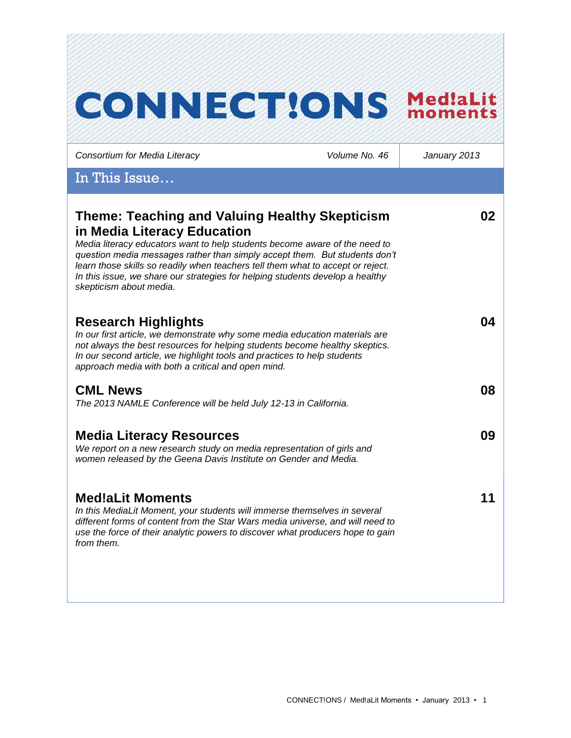# CONNECT!ONS Med!aLit moments

*Consortium for Media Literacy* | *Volume No. 46* | *January 2013*

## In This Issue…

### Theme: Teaching and Valuing Healthy Skepticism in Media Literacy Education — 02

*Media literacy educators want to help students become aware of the need to question media messages rather than simply accept them. But students don't learn those skills so readily when teachers tell them what to accept or reject. In this issue, we share our strategies for helping students develop a healthy skepticism about media.*

### Research Highlights — 04

*In our first article, we demonstrate why some media education materials are not always the best resources for helping students become healthy skeptics. In our second article, we highlight tools and practices to help students approach media with both a critical and open mind.*

### CML News — 08

*The 2013 NAMLE Conference will be held July 12-13 in California.*

### Media Literacy Resources — 09

*We report on a new research study on media representation of girls and women released by the Geena Davis Institute on Gender and Media.*

### Med!aLit Moments — 11

*In this MediaLit Moment, your students will immerse themselves in several different forms of content from the Star Wars media universe, and will need to use the force of their analytic powers to discover what producers hope to gain from them.*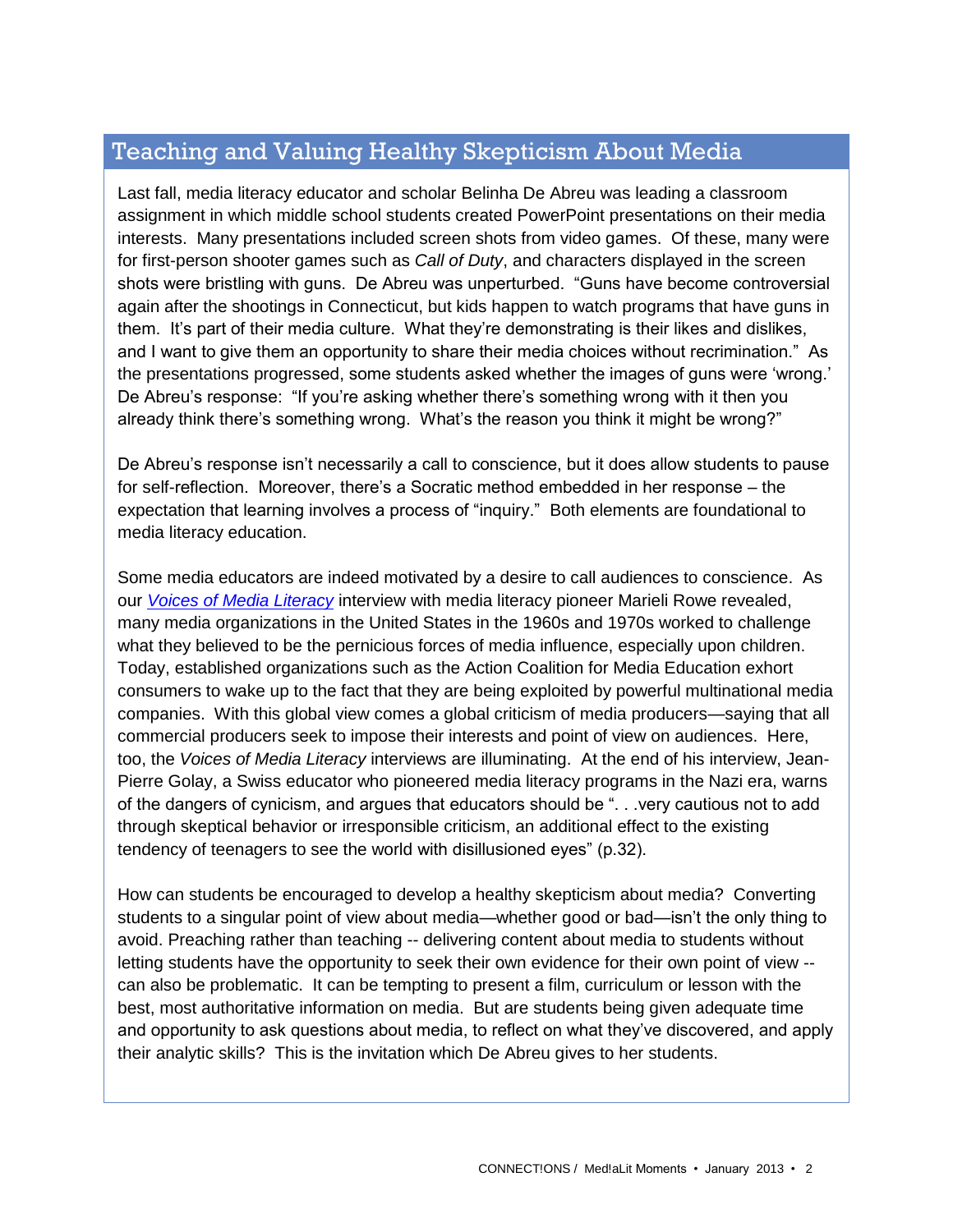## Teaching and Valuing Healthy Skepticism About Media

Last fall, media literacy educator and scholar Belinha De Abreu was leading a classroom assignment in which middle school students created PowerPoint presentations on their media interests. Many presentations included screen shots from video games. Of these, many were for first-person shooter games such as *Call of Duty*, and characters displayed in the screen shots were bristling with guns. De Abreu was unperturbed. "Guns have become controversial again after the shootings in Connecticut, but kids happen to watch programs that have guns in them. It's part of their media culture. What they're demonstrating is their likes and dislikes, and I want to give them an opportunity to share their media choices without recrimination." As the presentations progressed, some students asked whether the images of guns were 'wrong.' De Abreu's response: "If you're asking whether there's something wrong with it then you already think there's something wrong. What's the reason you think it might be wrong?"

De Abreu's response isn't necessarily a call to conscience, but it does allow students to pause for self-reflection. Moreover, there's a Socratic method embedded in her response – the expectation that learning involves a process of "inquiry." Both elements are foundational to media literacy education.

Some media educators are indeed motivated by a desire to call audiences to conscience. As our *Voices of Media Literacy* interview with media literacy pioneer Marieli Rowe revealed, many media organizations in the United States in the 1960s and 1970s worked to challenge what they believed to be the pernicious forces of media influence, especially upon children. Today, established organizations such as the Action Coalition for Media Education exhort consumers to wake up to the fact that they are being exploited by powerful multinational media companies. With this global view comes a global criticism of media producers—saying that all commercial producers seek to impose their interests and point of view on audiences. Here, too, the *Voices of Media Literacy* interviews are illuminating. At the end of his interview, Jean-Pierre Golay, a Swiss educator who pioneered media literacy programs in the Nazi era, warns of the dangers of cynicism, and argues that educators should be ". . .very cautious not to add through skeptical behavior or irresponsible criticism, an additional effect to the existing tendency of teenagers to see the world with disillusioned eyes" (p.32).

How can students be encouraged to develop a healthy skepticism about media? Converting students to a singular point of view about media—whether good or bad—isn't the only thing to avoid. Preaching rather than teaching -- delivering content about media to students without letting students have the opportunity to seek their own evidence for their own point of view -- can also be problematic. It can be tempting to present a film, curriculum or lesson with the best, most authoritative information on media. But are students being given adequate time and opportunity to ask questions about media, to reflect on what they've discovered, and apply their analytic skills? This is the invitation which De Abreu gives to her students.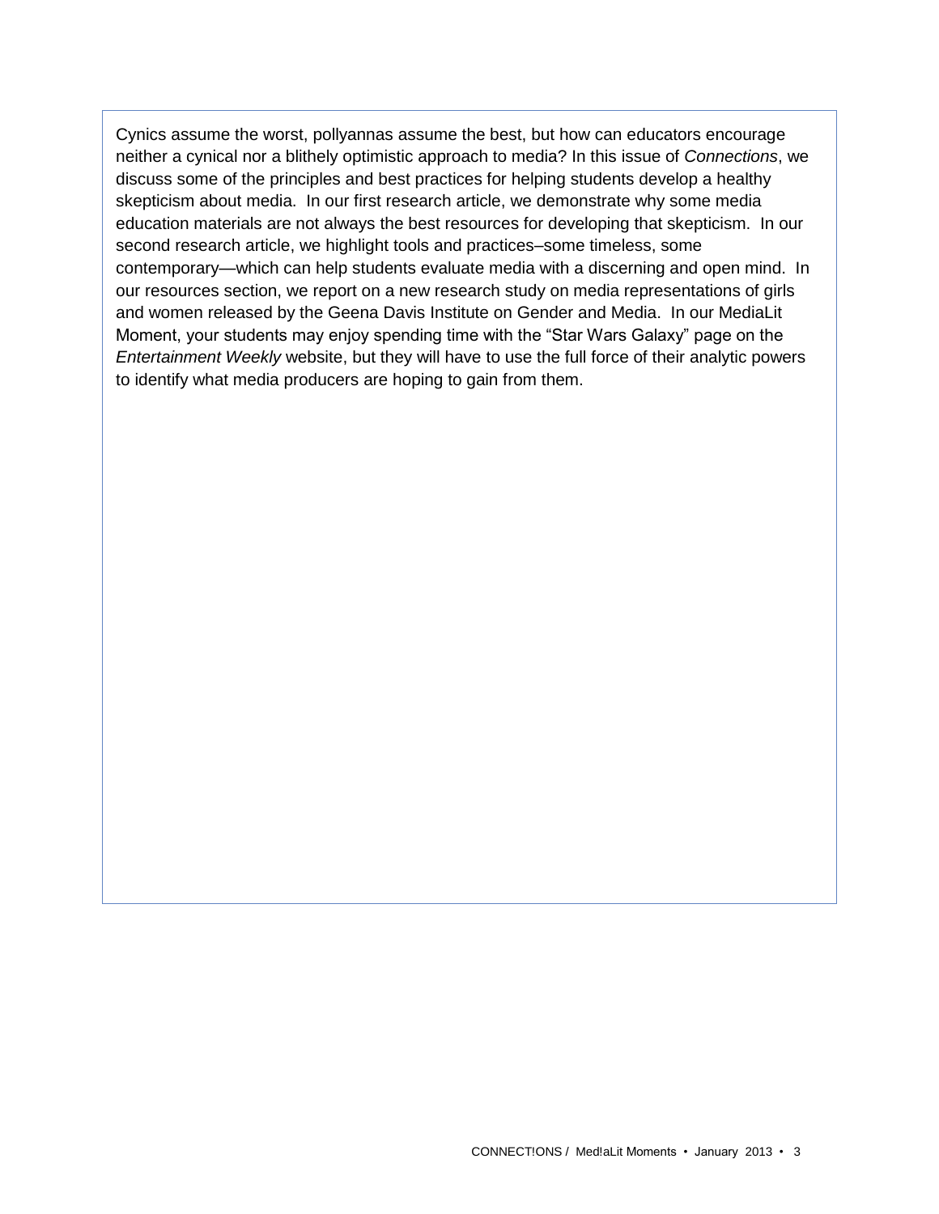Cynics assume the worst, pollyannas assume the best, but how can educators encourage neither a cynical nor a blithely optimistic approach to media? In this issue of *Connections*, we discuss some of the principles and best practices for helping students develop a healthy skepticism about media. In our first research article, we demonstrate why some media education materials are not always the best resources for developing that skepticism. In our second research article, we highlight tools and practices–some timeless, some contemporary—which can help students evaluate media with a discerning and open mind. In our resources section, we report on a new research study on media representations of girls and women released by the Geena Davis Institute on Gender and Media. In our MediaLit Moment, your students may enjoy spending time with the "Star Wars Galaxy" page on the *Entertainment Weekly* website, but they will have to use the full force of their analytic powers to identify what media producers are hoping to gain from them.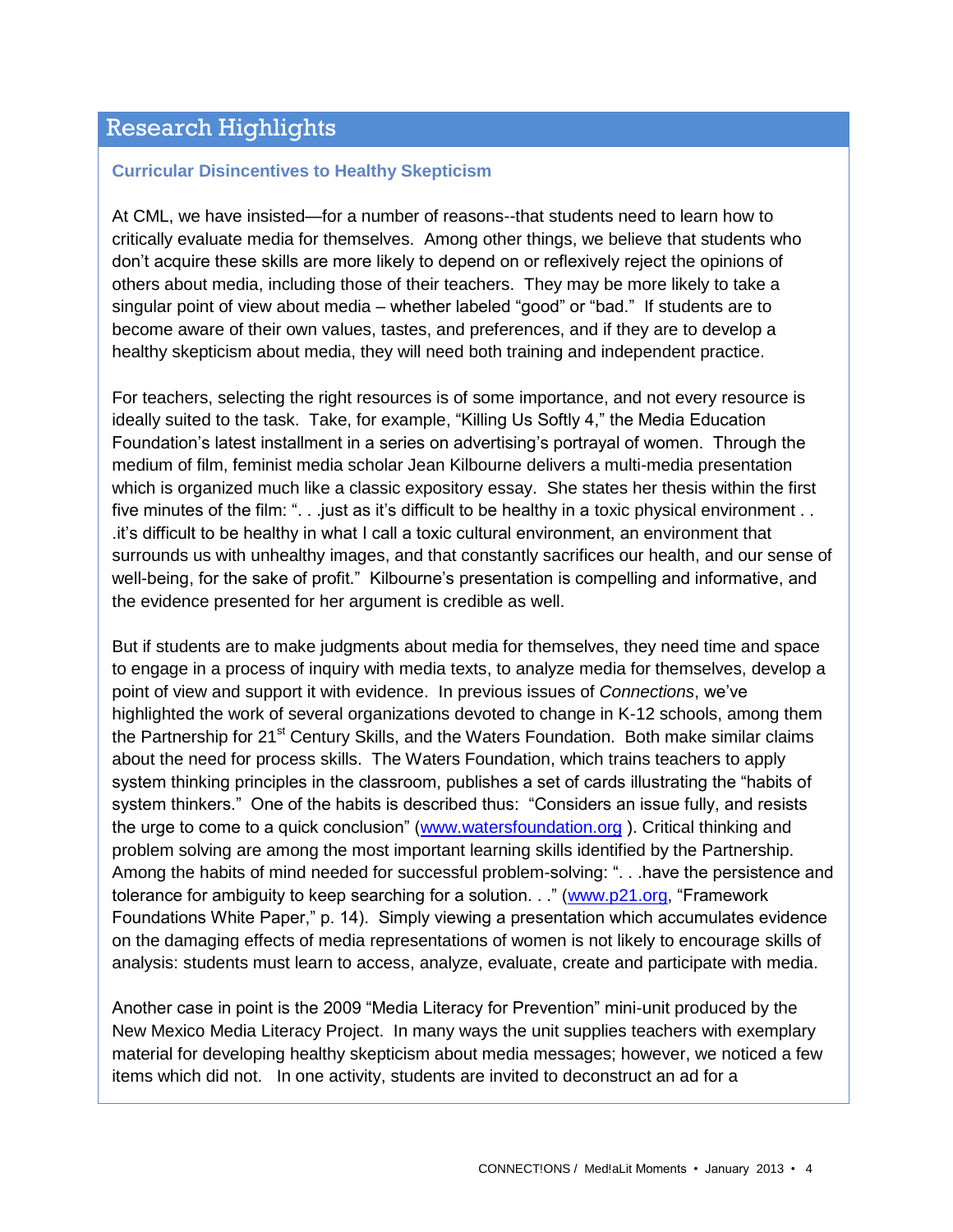## Research Highlights

### Curricular Disincentives to Healthy Skepticism

At CML, we have insisted—for a number of reasons--that students need to learn how to critically evaluate media for themselves. Among other things, we believe that students who don't acquire these skills are more likely to depend on or reflexively reject the opinions of others about media, including those of their teachers. They may be more likely to take a singular point of view about media – whether labeled "good" or "bad." If students are to become aware of their own values, tastes, and preferences, and if they are to develop a healthy skepticism about media, they will need both training and independent practice.

For teachers, selecting the right resources is of some importance, and not every resource is ideally suited to the task. Take, for example, "Killing Us Softly 4," the Media Education Foundation's latest installment in a series on advertising's portrayal of women. Through the medium of film, feminist media scholar Jean Kilbourne delivers a multi-media presentation which is organized much like a classic expository essay. She states her thesis within the first five minutes of the film: ". . .just as it's difficult to be healthy in a toxic physical environment . . .it's difficult to be healthy in what I call a toxic cultural environment, an environment that surrounds us with unhealthy images, and that constantly sacrifices our health, and our sense of well-being, for the sake of profit." Kilbourne's presentation is compelling and informative, and the evidence presented for her argument is credible as well.

But if students are to make judgments about media for themselves, they need time and space to engage in a process of inquiry with media texts, to analyze media for themselves, develop a point of view and support it with evidence. In previous issues of *Connections*, we've highlighted the work of several organizations devoted to change in K-12 schools, among them the Partnership for 21st Century Skills, and the Waters Foundation. Both make similar claims about the need for process skills. The Waters Foundation, which trains teachers to apply system thinking principles in the classroom, publishes a set of cards illustrating the "habits of system thinkers." One of the habits is described thus: "Considers an issue fully, and resists the urge to come to a quick conclusion" (www.watersfoundation.org ). Critical thinking and problem solving are among the most important learning skills identified by the Partnership. Among the habits of mind needed for successful problem-solving: ". . .have the persistence and tolerance for ambiguity to keep searching for a solution. . ." (www.p21.org, "Framework Foundations White Paper," p. 14). Simply viewing a presentation which accumulates evidence on the damaging effects of media representations of women is not likely to encourage skills of analysis: students must learn to access, analyze, evaluate, create and participate with media.

Another case in point is the 2009 "Media Literacy for Prevention" mini-unit produced by the New Mexico Media Literacy Project. In many ways the unit supplies teachers with exemplary material for developing healthy skepticism about media messages; however, we noticed a few items which did not. In one activity, students are invited to deconstruct an ad for a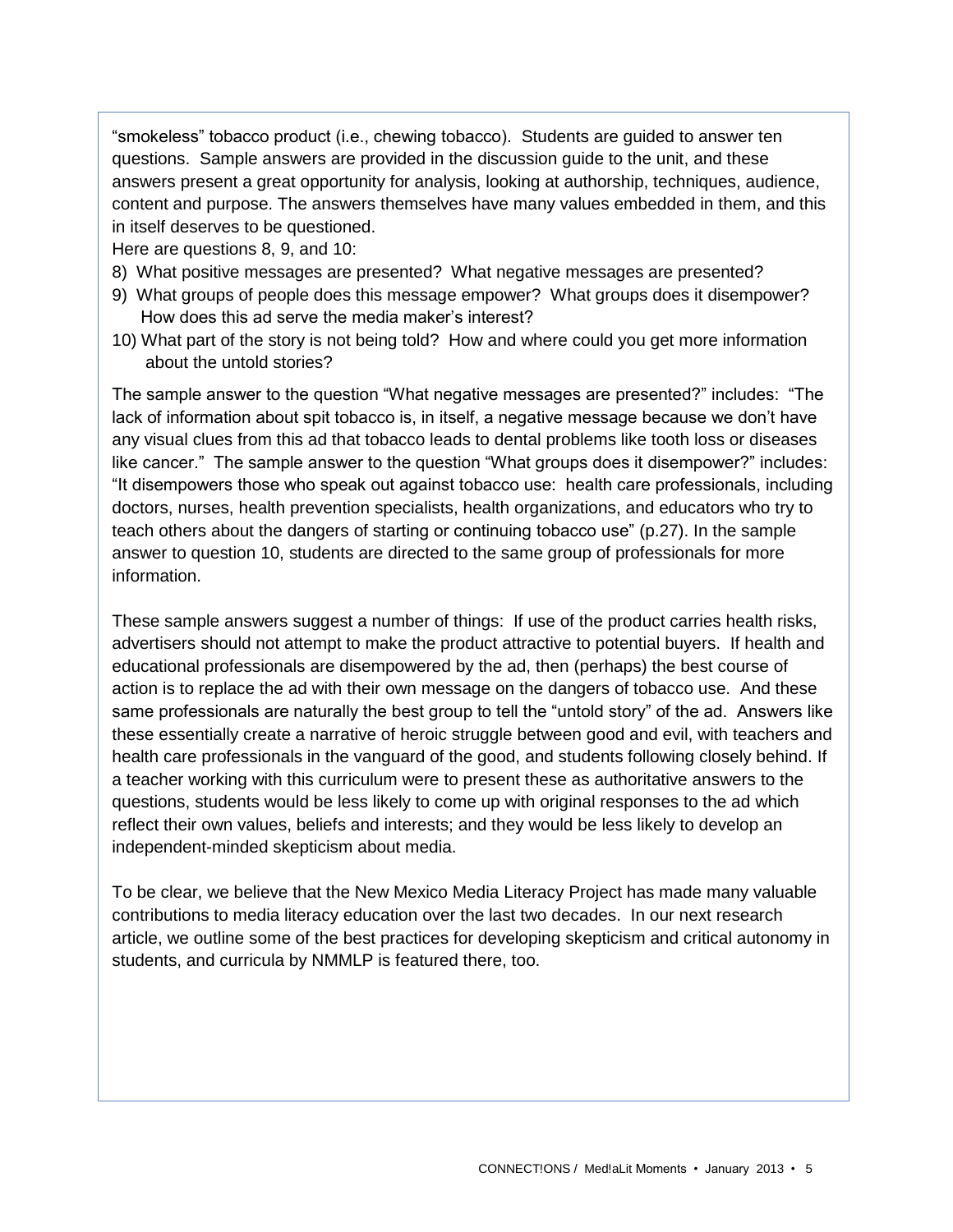"smokeless" tobacco product (i.e., chewing tobacco). Students are guided to answer ten questions. Sample answers are provided in the discussion guide to the unit, and these answers present a great opportunity for analysis, looking at authorship, techniques, audience, content and purpose. The answers themselves have many values embedded in them, and this in itself deserves to be questioned.

Here are questions 8, 9, and 10:

8) What positive messages are presented? What negative messages are presented?
9) What groups of people does this message empower? What groups does it disempower? How does this ad serve the media maker's interest?
10) What part of the story is not being told? How and where could you get more information about the untold stories?

The sample answer to the question "What negative messages are presented?" includes: "The lack of information about spit tobacco is, in itself, a negative message because we don't have any visual clues from this ad that tobacco leads to dental problems like tooth loss or diseases like cancer." The sample answer to the question "What groups does it disempower?" includes: "It disempowers those who speak out against tobacco use: health care professionals, including doctors, nurses, health prevention specialists, health organizations, and educators who try to teach others about the dangers of starting or continuing tobacco use" (p.27). In the sample answer to question 10, students are directed to the same group of professionals for more information.

These sample answers suggest a number of things: If use of the product carries health risks, advertisers should not attempt to make the product attractive to potential buyers. If health and educational professionals are disempowered by the ad, then (perhaps) the best course of action is to replace the ad with their own message on the dangers of tobacco use. And these same professionals are naturally the best group to tell the "untold story" of the ad. Answers like these essentially create a narrative of heroic struggle between good and evil, with teachers and health care professionals in the vanguard of the good, and students following closely behind. If a teacher working with this curriculum were to present these as authoritative answers to the questions, students would be less likely to come up with original responses to the ad which reflect their own values, beliefs and interests; and they would be less likely to develop an independent-minded skepticism about media.

To be clear, we believe that the New Mexico Media Literacy Project has made many valuable contributions to media literacy education over the last two decades. In our next research article, we outline some of the best practices for developing skepticism and critical autonomy in students, and curricula by NMMLP is featured there, too.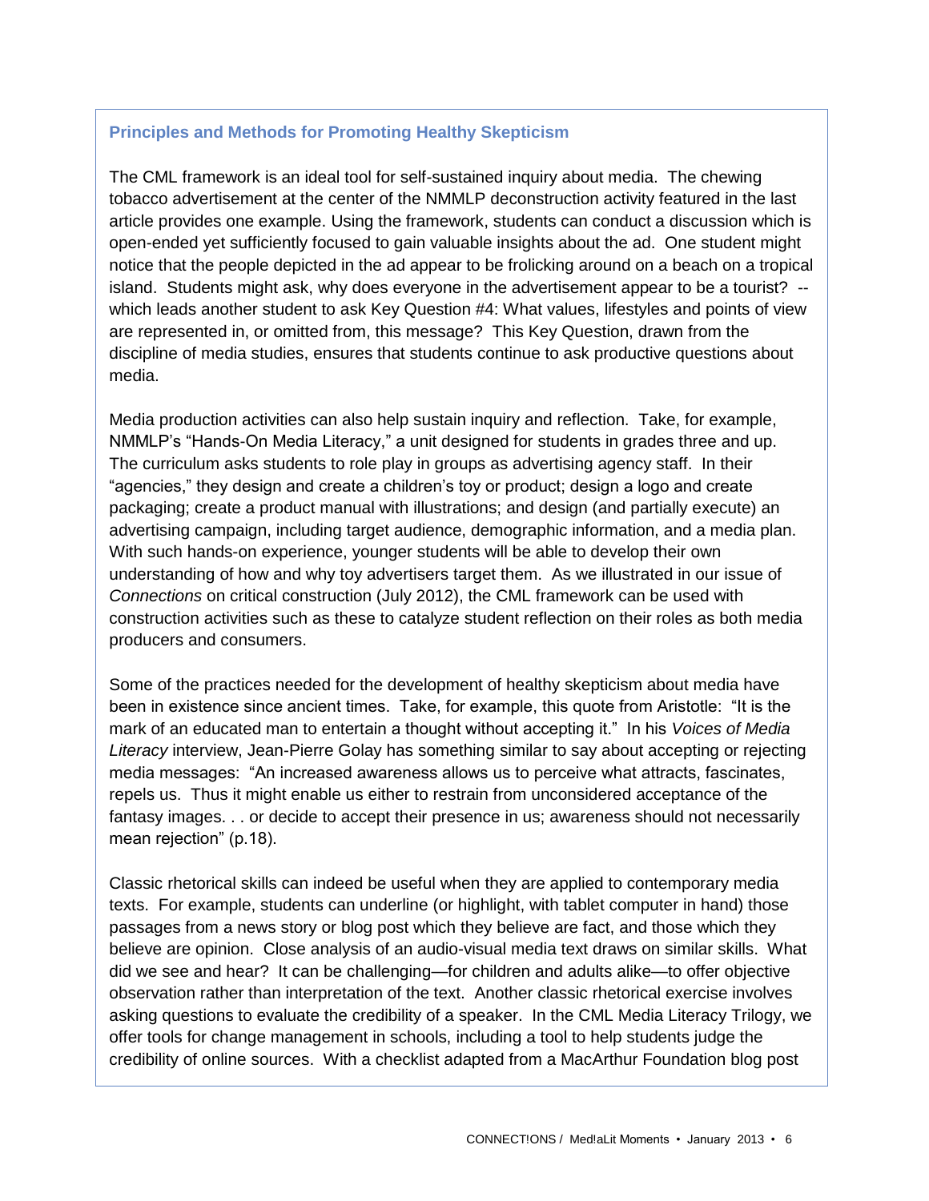### Principles and Methods for Promoting Healthy Skepticism

The CML framework is an ideal tool for self-sustained inquiry about media. The chewing tobacco advertisement at the center of the NMMLP deconstruction activity featured in the last article provides one example. Using the framework, students can conduct a discussion which is open-ended yet sufficiently focused to gain valuable insights about the ad. One student might notice that the people depicted in the ad appear to be frolicking around on a beach on a tropical island. Students might ask, why does everyone in the advertisement appear to be a tourist? -- which leads another student to ask Key Question #4: What values, lifestyles and points of view are represented in, or omitted from, this message? This Key Question, drawn from the discipline of media studies, ensures that students continue to ask productive questions about media.

Media production activities can also help sustain inquiry and reflection. Take, for example, NMMLP's "Hands-On Media Literacy," a unit designed for students in grades three and up. The curriculum asks students to role play in groups as advertising agency staff. In their "agencies," they design and create a children's toy or product; design a logo and create packaging; create a product manual with illustrations; and design (and partially execute) an advertising campaign, including target audience, demographic information, and a media plan. With such hands-on experience, younger students will be able to develop their own understanding of how and why toy advertisers target them. As we illustrated in our issue of *Connections* on critical construction (July 2012), the CML framework can be used with construction activities such as these to catalyze student reflection on their roles as both media producers and consumers.

Some of the practices needed for the development of healthy skepticism about media have been in existence since ancient times. Take, for example, this quote from Aristotle: "It is the mark of an educated man to entertain a thought without accepting it." In his *Voices of Media Literacy* interview, Jean-Pierre Golay has something similar to say about accepting or rejecting media messages: "An increased awareness allows us to perceive what attracts, fascinates, repels us. Thus it might enable us either to restrain from unconsidered acceptance of the fantasy images. . . or decide to accept their presence in us; awareness should not necessarily mean rejection" (p.18).

Classic rhetorical skills can indeed be useful when they are applied to contemporary media texts. For example, students can underline (or highlight, with tablet computer in hand) those passages from a news story or blog post which they believe are fact, and those which they believe are opinion. Close analysis of an audio-visual media text draws on similar skills. What did we see and hear? It can be challenging—for children and adults alike—to offer objective observation rather than interpretation of the text. Another classic rhetorical exercise involves asking questions to evaluate the credibility of a speaker. In the CML Media Literacy Trilogy, we offer tools for change management in schools, including a tool to help students judge the credibility of online sources. With a checklist adapted from a MacArthur Foundation blog post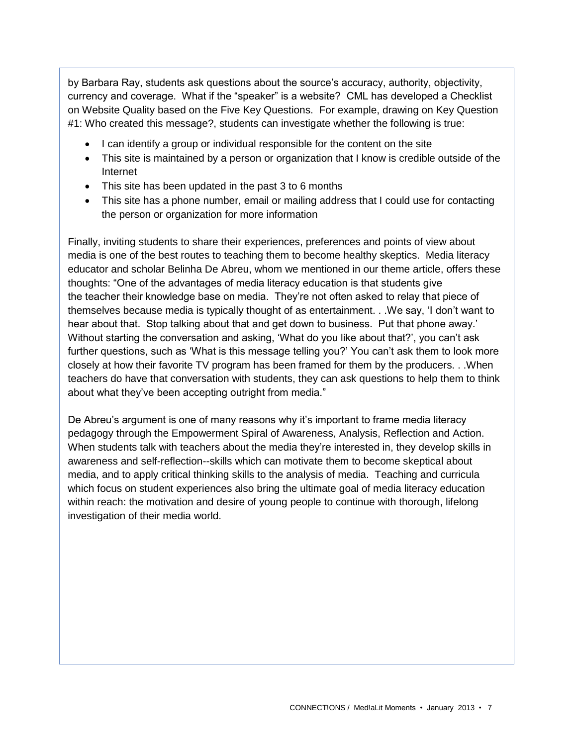by Barbara Ray, students ask questions about the source's accuracy, authority, objectivity, currency and coverage. What if the "speaker" is a website? CML has developed a Checklist on Website Quality based on the Five Key Questions. For example, drawing on Key Question #1: Who created this message?, students can investigate whether the following is true:

- I can identify a group or individual responsible for the content on the site
- This site is maintained by a person or organization that I know is credible outside of the Internet
- This site has been updated in the past 3 to 6 months
- This site has a phone number, email or mailing address that I could use for contacting the person or organization for more information

Finally, inviting students to share their experiences, preferences and points of view about media is one of the best routes to teaching them to become healthy skeptics. Media literacy educator and scholar Belinha De Abreu, whom we mentioned in our theme article, offers these thoughts: "One of the advantages of media literacy education is that students give the teacher their knowledge base on media. They're not often asked to relay that piece of themselves because media is typically thought of as entertainment. . .We say, 'I don't want to hear about that. Stop talking about that and get down to business. Put that phone away.' Without starting the conversation and asking, 'What do you like about that?', you can't ask further questions, such as 'What is this message telling you?' You can't ask them to look more closely at how their favorite TV program has been framed for them by the producers. . .When teachers do have that conversation with students, they can ask questions to help them to think about what they've been accepting outright from media."

De Abreu's argument is one of many reasons why it's important to frame media literacy pedagogy through the Empowerment Spiral of Awareness, Analysis, Reflection and Action. When students talk with teachers about the media they're interested in, they develop skills in awareness and self-reflection--skills which can motivate them to become skeptical about media, and to apply critical thinking skills to the analysis of media. Teaching and curricula which focus on student experiences also bring the ultimate goal of media literacy education within reach: the motivation and desire of young people to continue with thorough, lifelong investigation of their media world.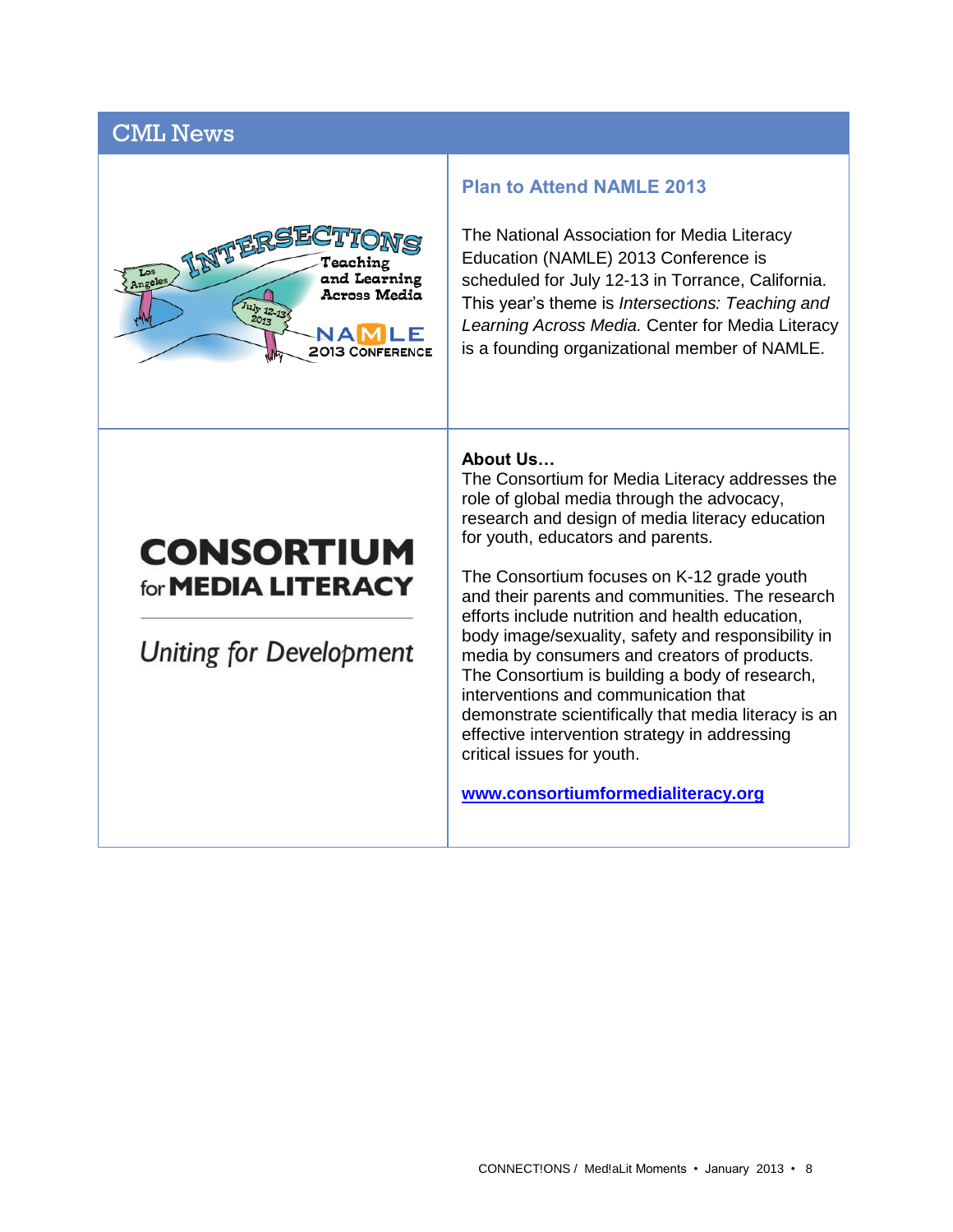## CML News

### Plan to Attend NAMLE 2013

The National Association for Media Literacy Education (NAMLE) 2013 Conference is scheduled for July 12-13 in Torrance, California. This year's theme is *Intersections: Teaching and Learning Across Media.* Center for Media Literacy is a founding organizational member of NAMLE.

**About Us…**

The Consortium for Media Literacy addresses the role of global media through the advocacy, research and design of media literacy education for youth, educators and parents.

The Consortium focuses on K-12 grade youth and their parents and communities. The research efforts include nutrition and health education, body image/sexuality, safety and responsibility in media by consumers and creators of products. The Consortium is building a body of research, interventions and communication that demonstrate scientifically that media literacy is an effective intervention strategy in addressing critical issues for youth.

**[www.consortiumformedialiteracy.org](http://www.consortiumformedialiteracy.org)**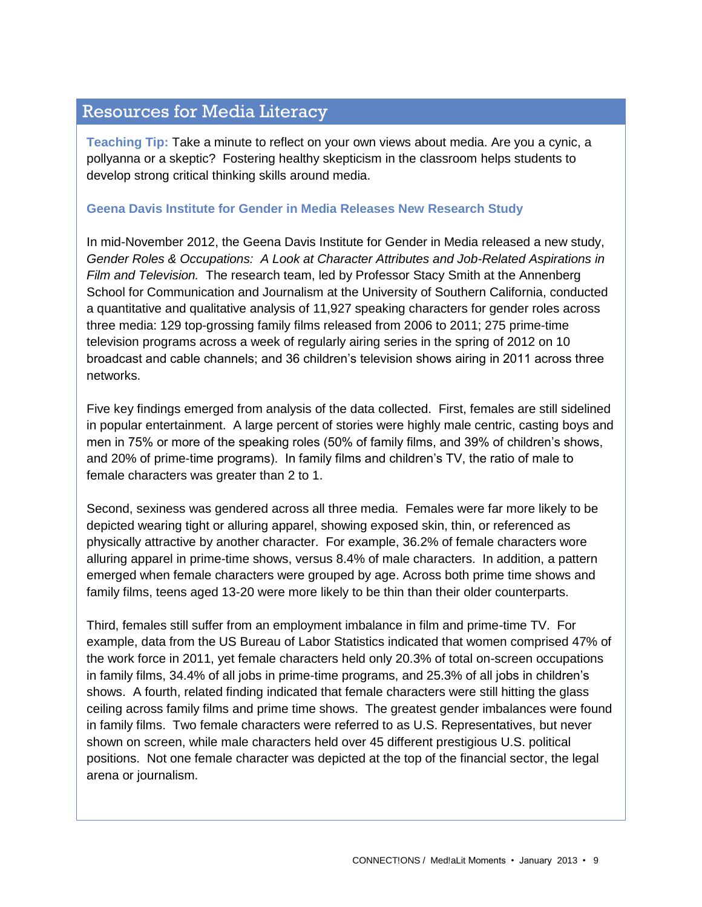## Resources for Media Literacy

**Teaching Tip:** Take a minute to reflect on your own views about media. Are you a cynic, a pollyanna or a skeptic? Fostering healthy skepticism in the classroom helps students to develop strong critical thinking skills around media.

### Geena Davis Institute for Gender in Media Releases New Research Study

In mid-November 2012, the Geena Davis Institute for Gender in Media released a new study, *Gender Roles & Occupations: A Look at Character Attributes and Job-Related Aspirations in Film and Television.* The research team, led by Professor Stacy Smith at the Annenberg School for Communication and Journalism at the University of Southern California, conducted a quantitative and qualitative analysis of 11,927 speaking characters for gender roles across three media: 129 top-grossing family films released from 2006 to 2011; 275 prime-time television programs across a week of regularly airing series in the spring of 2012 on 10 broadcast and cable channels; and 36 children's television shows airing in 2011 across three networks.

Five key findings emerged from analysis of the data collected. First, females are still sidelined in popular entertainment. A large percent of stories were highly male centric, casting boys and men in 75% or more of the speaking roles (50% of family films, and 39% of children's shows, and 20% of prime-time programs). In family films and children's TV, the ratio of male to female characters was greater than 2 to 1.

Second, sexiness was gendered across all three media. Females were far more likely to be depicted wearing tight or alluring apparel, showing exposed skin, thin, or referenced as physically attractive by another character. For example, 36.2% of female characters wore alluring apparel in prime-time shows, versus 8.4% of male characters. In addition, a pattern emerged when female characters were grouped by age. Across both prime time shows and family films, teens aged 13-20 were more likely to be thin than their older counterparts.

Third, females still suffer from an employment imbalance in film and prime-time TV. For example, data from the US Bureau of Labor Statistics indicated that women comprised 47% of the work force in 2011, yet female characters held only 20.3% of total on-screen occupations in family films, 34.4% of all jobs in prime-time programs, and 25.3% of all jobs in children's shows. A fourth, related finding indicated that female characters were still hitting the glass ceiling across family films and prime time shows. The greatest gender imbalances were found in family films. Two female characters were referred to as U.S. Representatives, but never shown on screen, while male characters held over 45 different prestigious U.S. political positions. Not one female character was depicted at the top of the financial sector, the legal arena or journalism.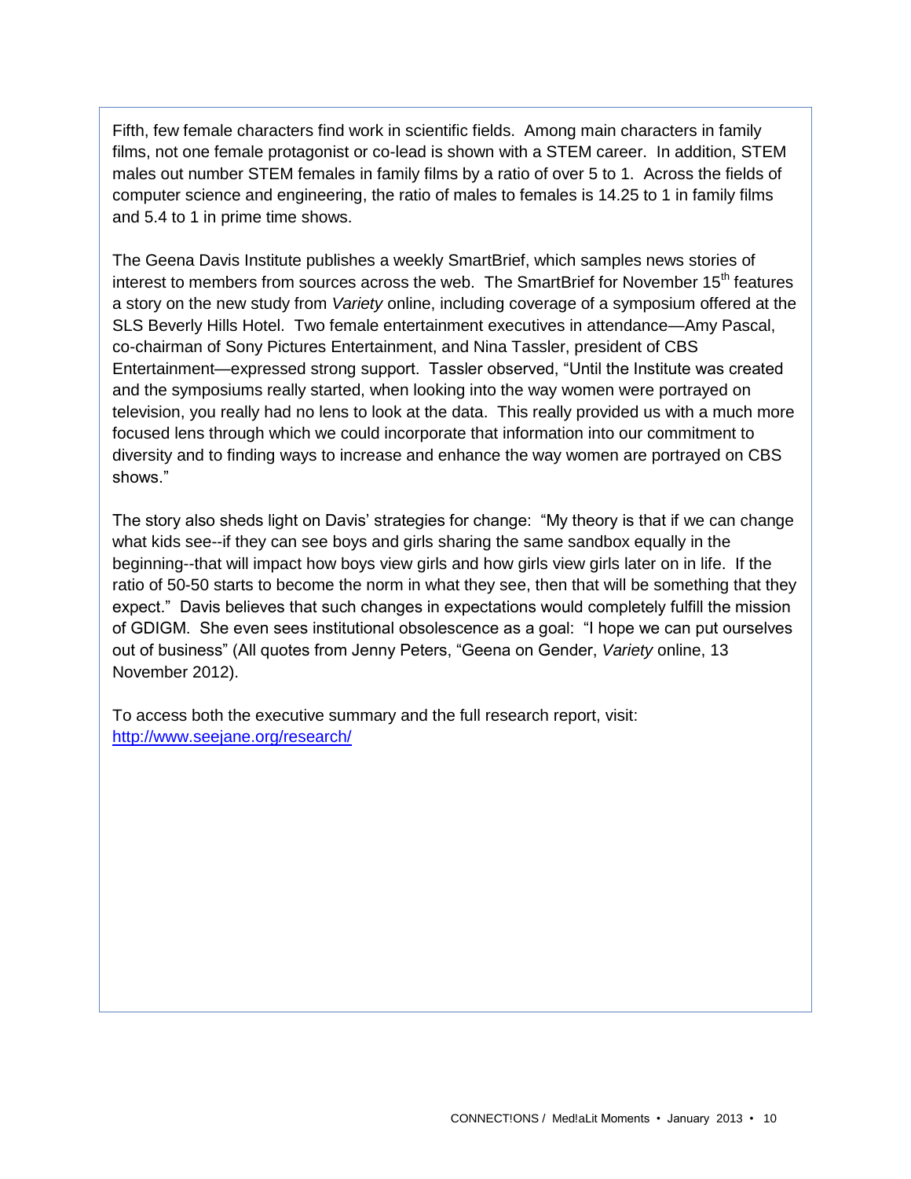Fifth, few female characters find work in scientific fields. Among main characters in family films, not one female protagonist or co-lead is shown with a STEM career. In addition, STEM males out number STEM females in family films by a ratio of over 5 to 1. Across the fields of computer science and engineering, the ratio of males to females is 14.25 to 1 in family films and 5.4 to 1 in prime time shows.

The Geena Davis Institute publishes a weekly SmartBrief, which samples news stories of interest to members from sources across the web. The SmartBrief for November 15th features a story on the new study from *Variety* online, including coverage of a symposium offered at the SLS Beverly Hills Hotel. Two female entertainment executives in attendance—Amy Pascal, co-chairman of Sony Pictures Entertainment, and Nina Tassler, president of CBS Entertainment—expressed strong support. Tassler observed, "Until the Institute was created and the symposiums really started, when looking into the way women were portrayed on television, you really had no lens to look at the data. This really provided us with a much more focused lens through which we could incorporate that information into our commitment to diversity and to finding ways to increase and enhance the way women are portrayed on CBS shows."

The story also sheds light on Davis' strategies for change: "My theory is that if we can change what kids see--if they can see boys and girls sharing the same sandbox equally in the beginning--that will impact how boys view girls and how girls view girls later on in life. If the ratio of 50-50 starts to become the norm in what they see, then that will be something that they expect." Davis believes that such changes in expectations would completely fulfill the mission of GDIGM. She even sees institutional obsolescence as a goal: "I hope we can put ourselves out of business" (All quotes from Jenny Peters, "Geena on Gender, *Variety* online, 13 November 2012).

To access both the executive summary and the full research report, visit: http://www.seejane.org/research/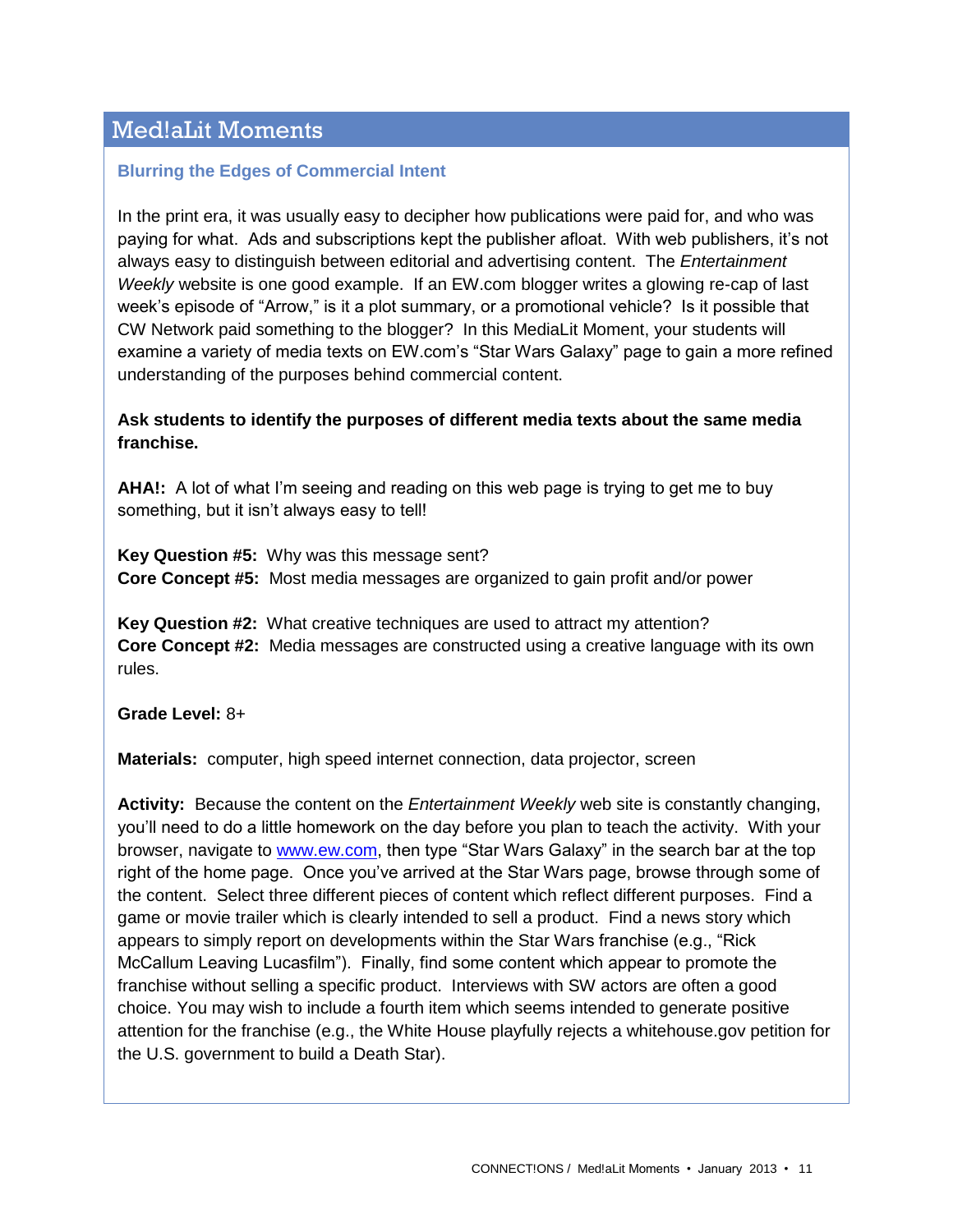## Med!aLit Moments

### Blurring the Edges of Commercial Intent

In the print era, it was usually easy to decipher how publications were paid for, and who was paying for what. Ads and subscriptions kept the publisher afloat. With web publishers, it's not always easy to distinguish between editorial and advertising content. The *Entertainment Weekly* website is one good example. If an EW.com blogger writes a glowing re-cap of last week's episode of "Arrow," is it a plot summary, or a promotional vehicle? Is it possible that CW Network paid something to the blogger? In this MediaLit Moment, your students will examine a variety of media texts on EW.com's "Star Wars Galaxy" page to gain a more refined understanding of the purposes behind commercial content.

**Ask students to identify the purposes of different media texts about the same media franchise.**

**AHA!:** A lot of what I'm seeing and reading on this web page is trying to get me to buy something, but it isn't always easy to tell!

**Key Question #5:** Why was this message sent?
**Core Concept #5:** Most media messages are organized to gain profit and/or power

**Key Question #2:** What creative techniques are used to attract my attention?
**Core Concept #2:** Media messages are constructed using a creative language with its own rules.

**Grade Level:** 8+

**Materials:** computer, high speed internet connection, data projector, screen

**Activity:** Because the content on the *Entertainment Weekly* web site is constantly changing, you'll need to do a little homework on the day before you plan to teach the activity. With your browser, navigate to [www.ew.com](http://www.ew.com), then type "Star Wars Galaxy" in the search bar at the top right of the home page. Once you've arrived at the Star Wars page, browse through some of the content. Select three different pieces of content which reflect different purposes. Find a game or movie trailer which is clearly intended to sell a product. Find a news story which appears to simply report on developments within the Star Wars franchise (e.g., "Rick McCallum Leaving Lucasfilm"). Finally, find some content which appear to promote the franchise without selling a specific product. Interviews with SW actors are often a good choice. You may wish to include a fourth item which seems intended to generate positive attention for the franchise (e.g., the White House playfully rejects a whitehouse.gov petition for the U.S. government to build a Death Star).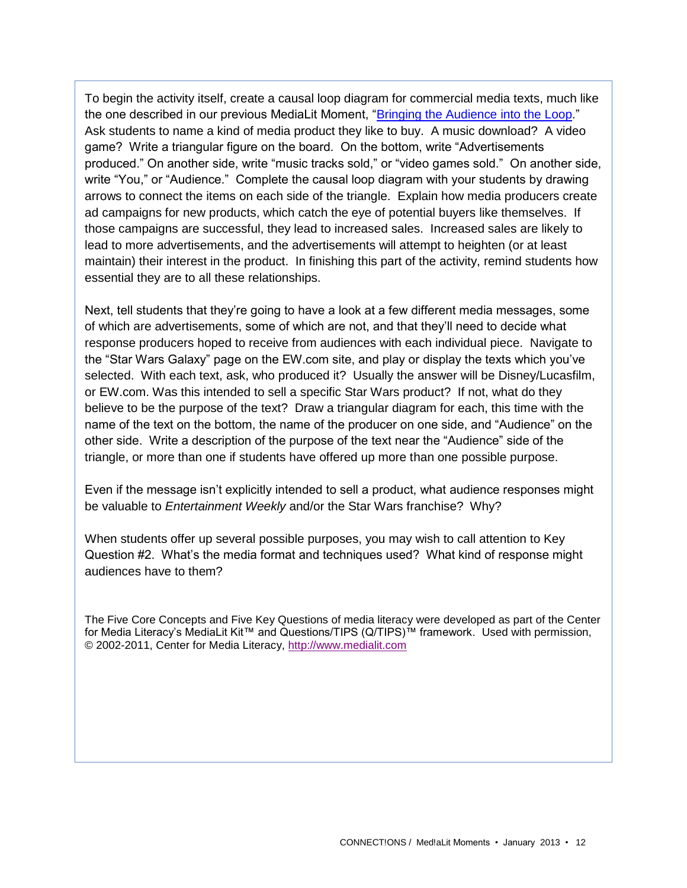To begin the activity itself, create a causal loop diagram for commercial media texts, much like the one described in our previous MediaLit Moment, "[Bringing the Audience into the Loop](#)." Ask students to name a kind of media product they like to buy. A music download? A video game? Write a triangular figure on the board. On the bottom, write "Advertisements produced." On another side, write "music tracks sold," or "video games sold." On another side, write "You," or "Audience." Complete the causal loop diagram with your students by drawing arrows to connect the items on each side of the triangle. Explain how media producers create ad campaigns for new products, which catch the eye of potential buyers like themselves. If those campaigns are successful, they lead to increased sales. Increased sales are likely to lead to more advertisements, and the advertisements will attempt to heighten (or at least maintain) their interest in the product. In finishing this part of the activity, remind students how essential they are to all these relationships.

Next, tell students that they're going to have a look at a few different media messages, some of which are advertisements, some of which are not, and that they'll need to decide what response producers hoped to receive from audiences with each individual piece. Navigate to the "Star Wars Galaxy" page on the EW.com site, and play or display the texts which you've selected. With each text, ask, who produced it? Usually the answer will be Disney/Lucasfilm, or EW.com. Was this intended to sell a specific Star Wars product? If not, what do they believe to be the purpose of the text? Draw a triangular diagram for each, this time with the name of the text on the bottom, the name of the producer on one side, and "Audience" on the other side. Write a description of the purpose of the text near the "Audience" side of the triangle, or more than one if students have offered up more than one possible purpose.

Even if the message isn't explicitly intended to sell a product, what audience responses might be valuable to *Entertainment Weekly* and/or the Star Wars franchise? Why?

When students offer up several possible purposes, you may wish to call attention to Key Question #2. What's the media format and techniques used? What kind of response might audiences have to them?

The Five Core Concepts and Five Key Questions of media literacy were developed as part of the Center for Media Literacy's MediaLit Kit™ and Questions/TIPS (Q/TIPS)™ framework. Used with permission, © 2002-2011, Center for Media Literacy, [http://www.medialit.com](http://www.medialit.com)